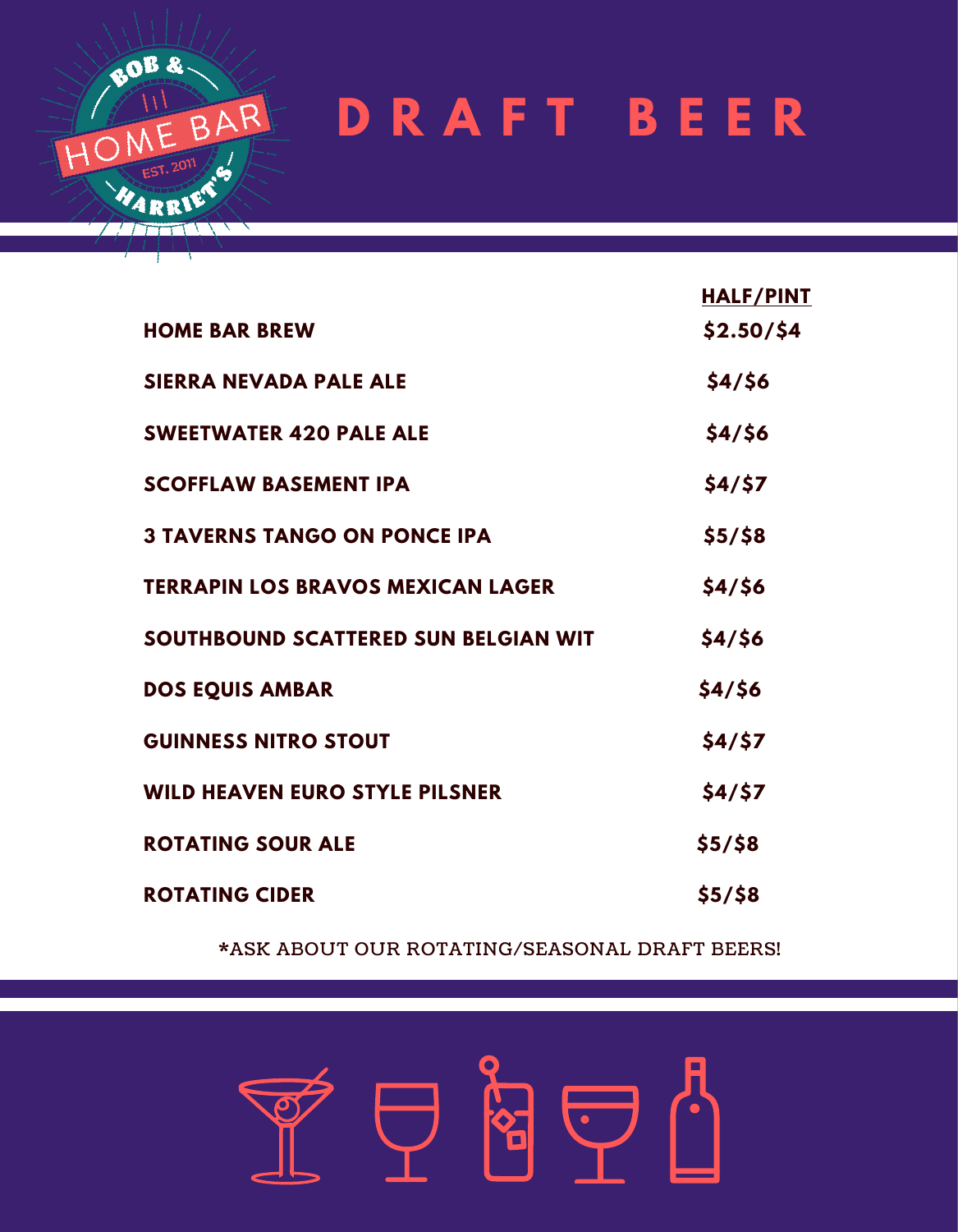BOB & HOME BAR EST. 2011 HARRIET'S

# DRAFT BEER

| | HALF/PINT |
|---|---|
| HOME BAR BREW | $2.50/$4 |
| SIERRA NEVADA PALE ALE | $4/$6 |
| SWEETWATER 420 PALE ALE | $4/$6 |
| SCOFFLAW BASEMENT IPA | $4/$7 |
| 3 TAVERNS TANGO ON PONCE IPA | $5/$8 |
| TERRAPIN LOS BRAVOS MEXICAN LAGER | $4/$6 |
| SOUTHBOUND SCATTERED SUN BELGIAN WIT | $4/$6 |
| DOS EQUIS AMBAR | $4/$6 |
| GUINNESS NITRO STOUT | $4/$7 |
| WILD HEAVEN EURO STYLE PILSNER | $4/$7 |
| ROTATING SOUR ALE | $5/$8 |
| ROTATING CIDER | $5/$8 |

*ASK ABOUT OUR ROTATING/SEASONAL DRAFT BEERS!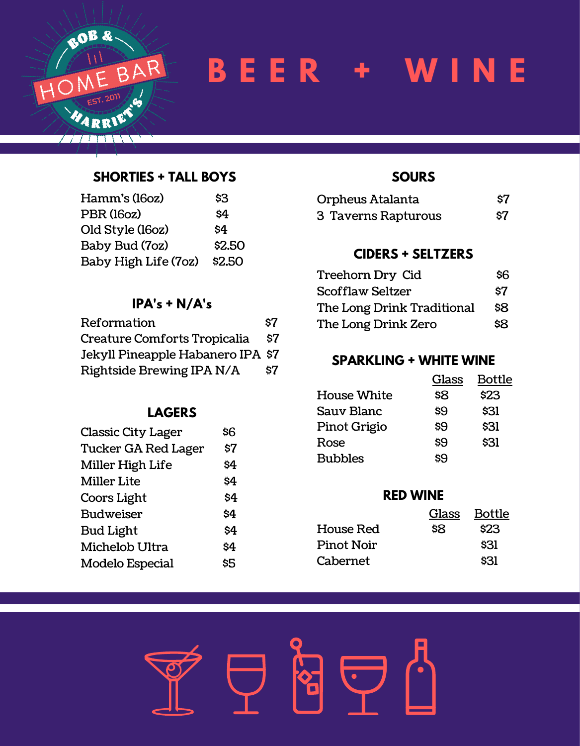BOB & HOME BAR EST. 2011 HARRIET'S

# BEER + WINE

## SHORTIES + TALL BOYS

| | |
|---|---|
| Hamm's (16oz) | $3 |
| PBR (16oz) | $4 |
| Old Style (16oz) | $4 |
| Baby Bud (7oz) | $2.50 |
| Baby High Life (7oz) | $2.50 |

## IPA's + N/A's

| | |
|---|---|
| Reformation | $7 |
| Creature Comforts Tropicalia | $7 |
| Jekyll Pineapple Habanero IPA | $7 |
| Rightside Brewing IPA N/A | $7 |

## LAGERS

| | |
|---|---|
| Classic City Lager | $6 |
| Tucker GA Red Lager | $7 |
| Miller High Life | $4 |
| Miller Lite | $4 |
| Coors Light | $4 |
| Budweiser | $4 |
| Bud Light | $4 |
| Michelob Ultra | $4 |
| Modelo Especial | $5 |

## SOURS

| | |
|---|---|
| Orpheus Atalanta | $7 |
| 3 Taverns Rapturous | $7 |

## CIDERS + SELTZERS

| | |
|---|---|
| Treehorn Dry Cid | $6 |
| Scofflaw Seltzer | $7 |
| The Long Drink Traditional | $8 |
| The Long Drink Zero | $8 |

## SPARKLING + WHITE WINE

| | Glass | Bottle |
|---|---|---|
| House White | $8 | $23 |
| Sauv Blanc | $9 | $31 |
| Pinot Grigio | $9 | $31 |
| Rose | $9 | $31 |
| Bubbles | $9 | |

## RED WINE

| | Glass | Bottle |
|---|---|---|
| House Red | $8 | $23 |
| Pinot Noir | | $31 |
| Cabernet | | $31 |